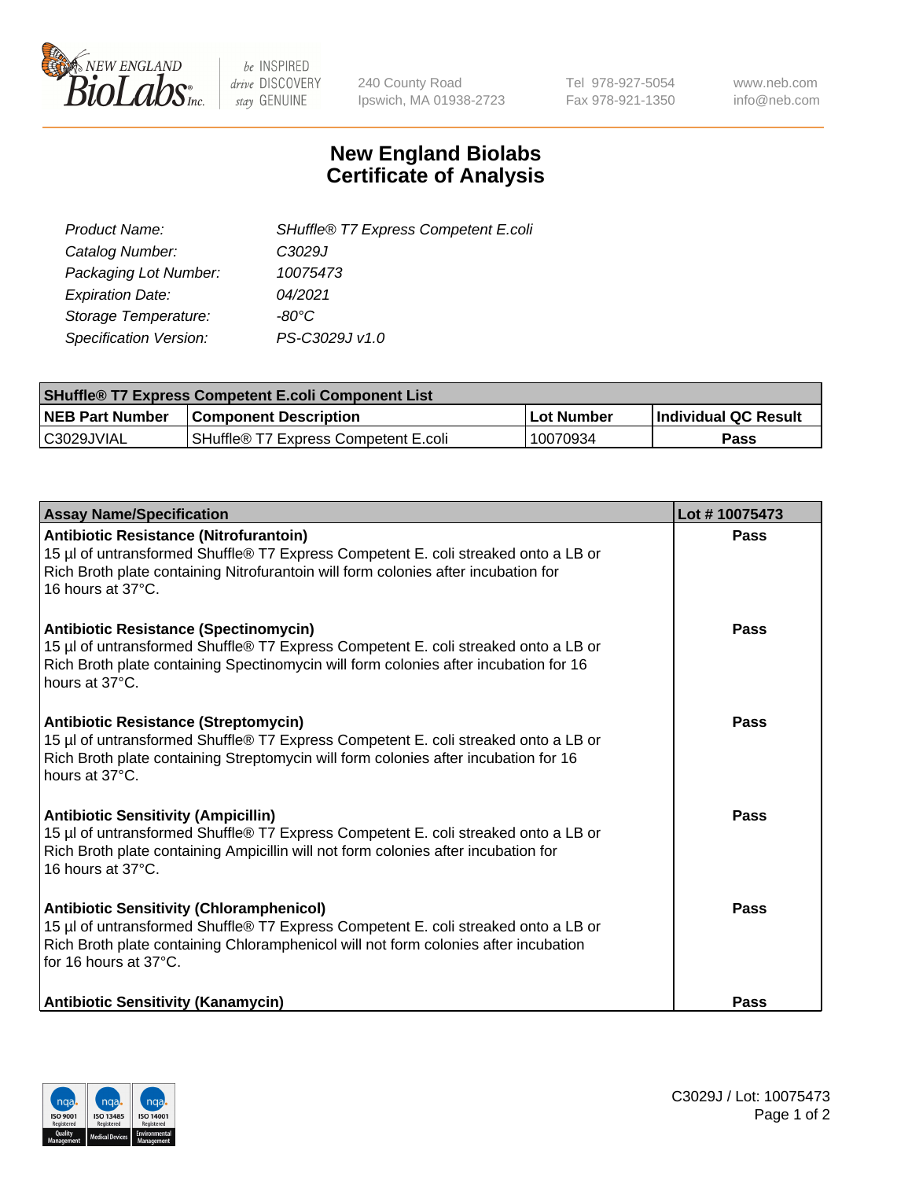# New England Biolabs Certificate of Analysis

| | |
|---|---|
| *Product Name:* | *SHuffle® T7 Express Competent E.coli* |
| *Catalog Number:* | *C3029J* |
| *Packaging Lot Number:* | *10075473* |
| *Expiration Date:* | *04/2021* |
| *Storage Temperature:* | *-80°C* |
| *Specification Version:* | *PS-C3029J v1.0* |

| SHuffle® T7 Express Competent E.coli Component List | | | |
|---|---|---|---|
| **NEB Part Number** | **Component Description** | **Lot Number** | **Individual QC Result** |
| C3029JVIAL | SHuffle® T7 Express Competent E.coli | 10070934 | **Pass** |

| Assay Name/Specification | Lot # 10075473 |
|---|---|
| **Antibiotic Resistance (Nitrofurantoin)**<br>15 µl of untransformed Shuffle® T7 Express Competent E. coli streaked onto a LB or Rich Broth plate containing Nitrofurantoin will form colonies after incubation for 16 hours at 37°C. | **Pass** |
| **Antibiotic Resistance (Spectinomycin)**<br>15 µl of untransformed Shuffle® T7 Express Competent E. coli streaked onto a LB or Rich Broth plate containing Spectinomycin will form colonies after incubation for 16 hours at 37°C. | **Pass** |
| **Antibiotic Resistance (Streptomycin)**<br>15 µl of untransformed Shuffle® T7 Express Competent E. coli streaked onto a LB or Rich Broth plate containing Streptomycin will form colonies after incubation for 16 hours at 37°C. | **Pass** |
| **Antibiotic Sensitivity (Ampicillin)**<br>15 µl of untransformed Shuffle® T7 Express Competent E. coli streaked onto a LB or Rich Broth plate containing Ampicillin will not form colonies after incubation for 16 hours at 37°C. | **Pass** |
| **Antibiotic Sensitivity (Chloramphenicol)**<br>15 µl of untransformed Shuffle® T7 Express Competent E. coli streaked onto a LB or Rich Broth plate containing Chloramphenicol will not form colonies after incubation for 16 hours at 37°C. | **Pass** |
| **Antibiotic Sensitivity (Kanamycin)** | **Pass** |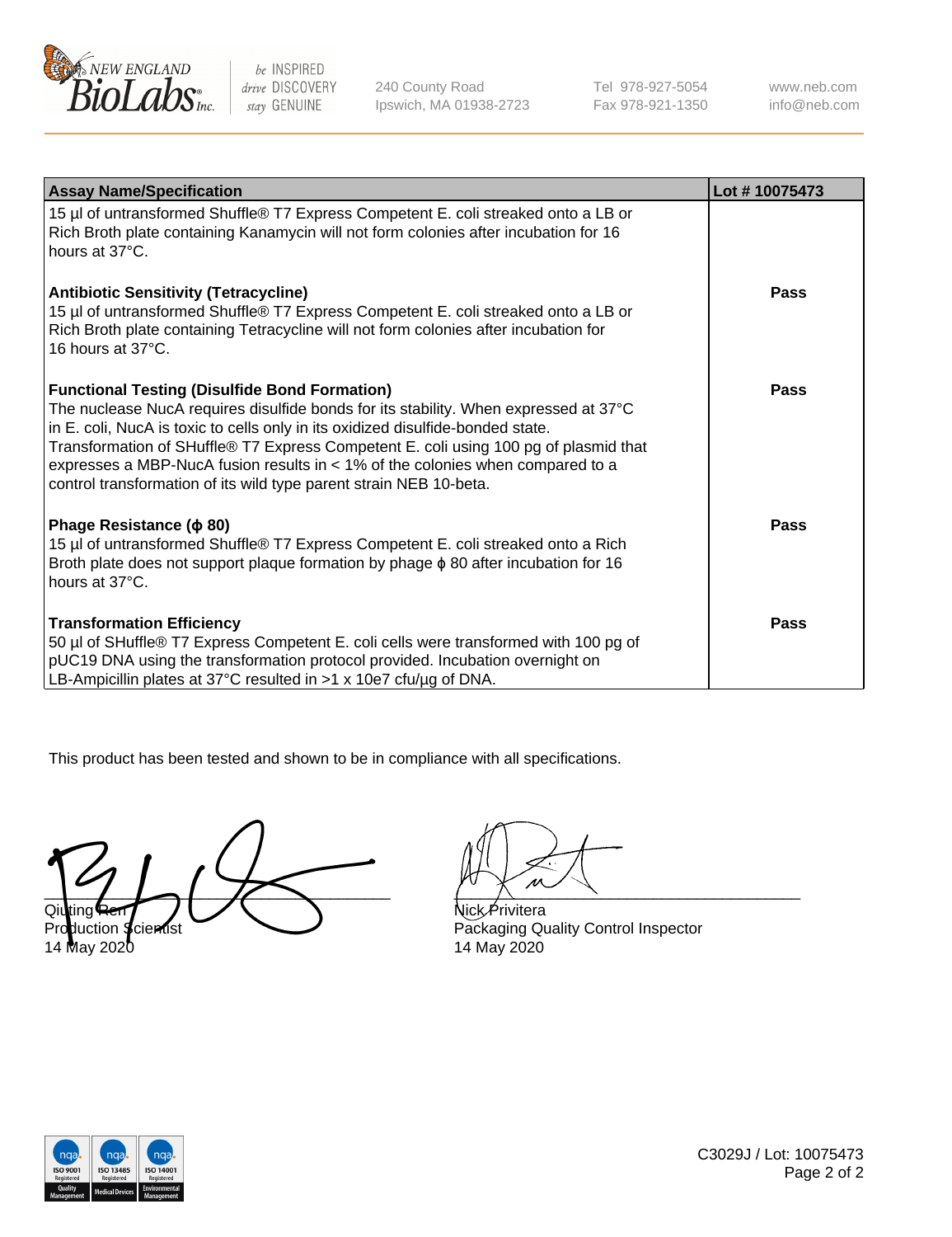| Assay Name/Specification | Lot # 10075473 |
|---|---|
| 15 µl of untransformed Shuffle® T7 Express Competent E. coli streaked onto a LB or Rich Broth plate containing Kanamycin will not form colonies after incubation for 16 hours at 37°C. | |
| **Antibiotic Sensitivity (Tetracycline)**<br>15 µl of untransformed Shuffle® T7 Express Competent E. coli streaked onto a LB or Rich Broth plate containing Tetracycline will not form colonies after incubation for 16 hours at 37°C. | **Pass** |
| **Functional Testing (Disulfide Bond Formation)**<br>The nuclease NucA requires disulfide bonds for its stability. When expressed at 37°C in E. coli, NucA is toxic to cells only in its oxidized disulfide-bonded state. Transformation of SHuffle® T7 Express Competent E. coli using 100 pg of plasmid that expresses a MBP-NucA fusion results in < 1% of the colonies when compared to a control transformation of its wild type parent strain NEB 10-beta. | **Pass** |
| **Phage Resistance (ϕ 80)**<br>15 µl of untransformed Shuffle® T7 Express Competent E. coli streaked onto a Rich Broth plate does not support plaque formation by phage ϕ 80 after incubation for 16 hours at 37°C. | **Pass** |
| **Transformation Efficiency**<br>50 µl of SHuffle® T7 Express Competent E. coli cells were transformed with 100 pg of pUC19 DNA using the transformation protocol provided. Incubation overnight on LB-Ampicillin plates at 37°C resulted in >1 x 10e7 cfu/µg of DNA. | **Pass** |

This product has been tested and shown to be in compliance with all specifications.

Qiuting Ren
Production Scientist
14 May 2020

Nick Privitera
Packaging Quality Control Inspector
14 May 2020

C3029J / Lot: 10075473